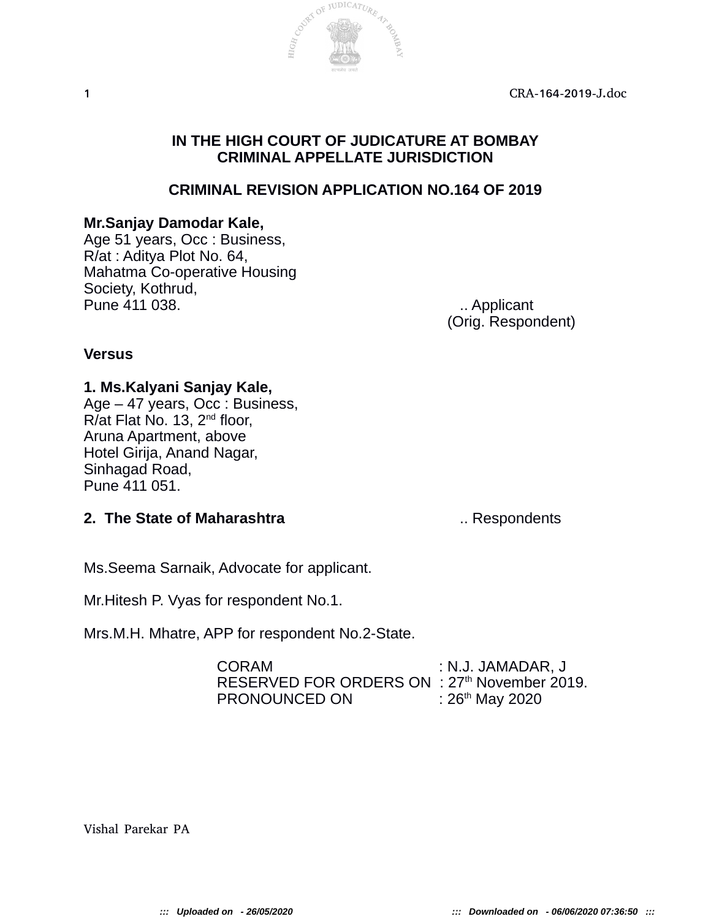# IN THE HIGH COURT OF JUDICATURE AT BOMBAY
## CRIMINAL APPELLATE JURISDICTION

## CRIMINAL REVISION APPLICATION NO.164 OF 2019

**Mr.Sanjay Damodar Kale,**
Age 51 years, Occ : Business,
R/at : Aditya Plot No. 64,
Mahatma Co-operative Housing
Society, Kothrud,
Pune 411 038. .. Applicant
(Orig. Respondent)

**Versus**

**1. Ms.Kalyani Sanjay Kale,**
Age – 47 years, Occ : Business,
R/at Flat No. 13, 2nd floor,
Aruna Apartment, above
Hotel Girija, Anand Nagar,
Sinhagad Road,
Pune 411 051.

**2. The State of Maharashtra** .. Respondents

Ms.Seema Sarnaik, Advocate for applicant.

Mr.Hitesh P. Vyas for respondent No.1.

Mrs.M.H. Mhatre, APP for respondent No.2-State.

CORAM : N.J. JAMADAR, J
RESERVED FOR ORDERS ON : 27th November 2019.
PRONOUNCED ON : 26th May 2020

Vishal Parekar PA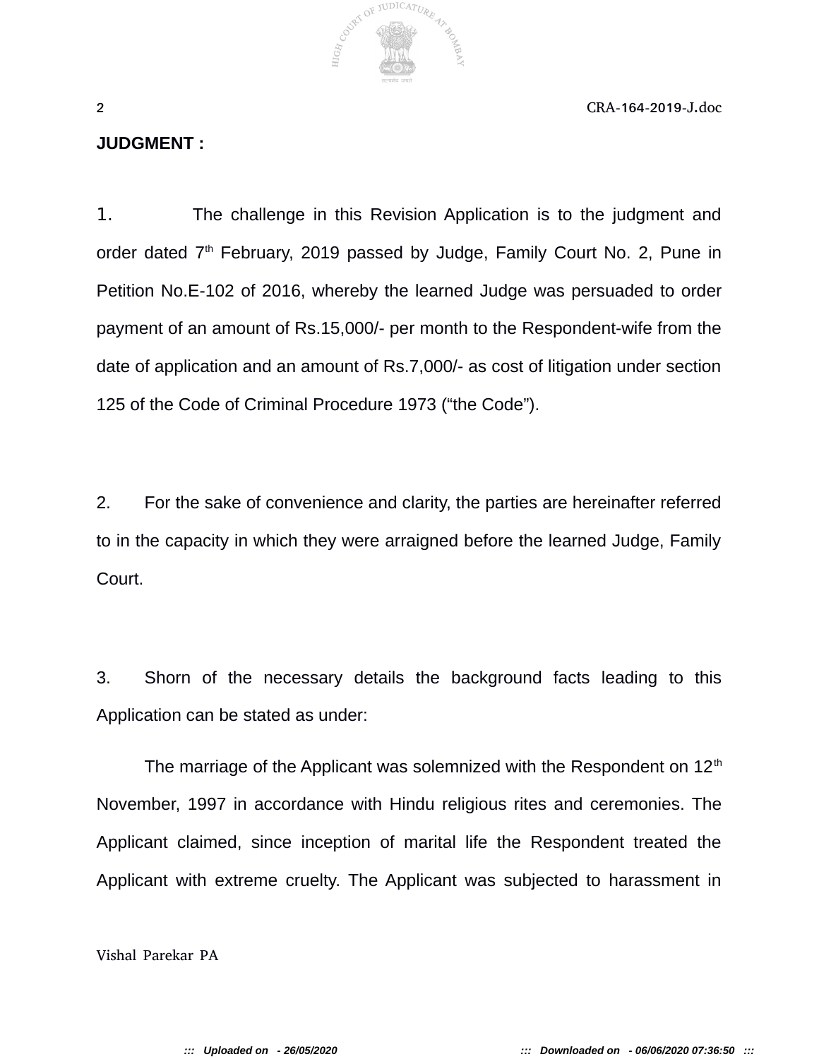**JUDGMENT :**

1. The challenge in this Revision Application is to the judgment and order dated 7th February, 2019 passed by Judge, Family Court No. 2, Pune in Petition No.E-102 of 2016, whereby the learned Judge was persuaded to order payment of an amount of Rs.15,000/- per month to the Respondent-wife from the date of application and an amount of Rs.7,000/- as cost of litigation under section 125 of the Code of Criminal Procedure 1973 ("the Code").

2. For the sake of convenience and clarity, the parties are hereinafter referred to in the capacity in which they were arraigned before the learned Judge, Family Court.

3. Shorn of the necessary details the background facts leading to this Application can be stated as under:

The marriage of the Applicant was solemnized with the Respondent on 12th November, 1997 in accordance with Hindu religious rites and ceremonies. The Applicant claimed, since inception of marital life the Respondent treated the Applicant with extreme cruelty. The Applicant was subjected to harassment in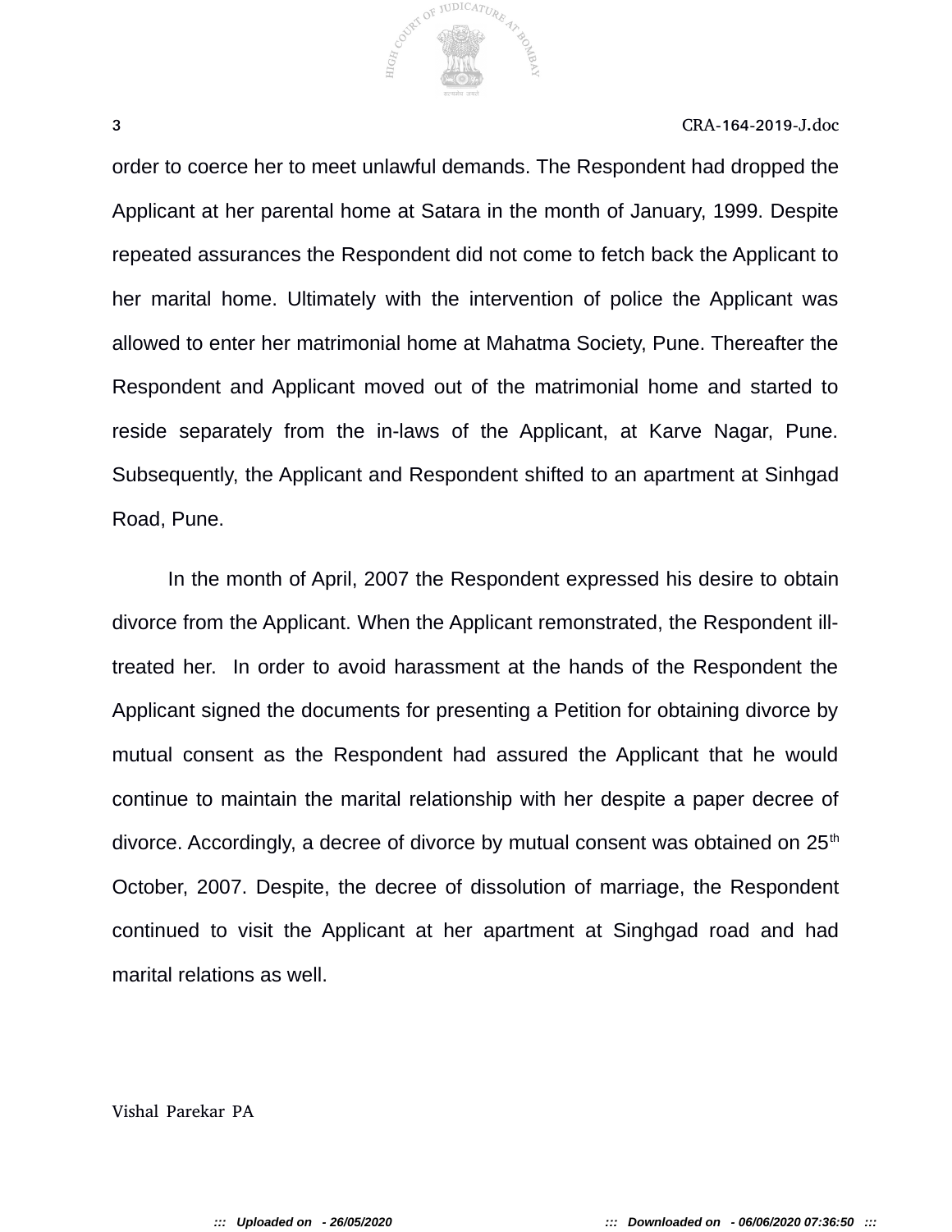order to coerce her to meet unlawful demands. The Respondent had dropped the Applicant at her parental home at Satara in the month of January, 1999. Despite repeated assurances the Respondent did not come to fetch back the Applicant to her marital home. Ultimately with the intervention of police the Applicant was allowed to enter her matrimonial home at Mahatma Society, Pune. Thereafter the Respondent and Applicant moved out of the matrimonial home and started to reside separately from the in-laws of the Applicant, at Karve Nagar, Pune. Subsequently, the Applicant and Respondent shifted to an apartment at Sinhgad Road, Pune.

In the month of April, 2007 the Respondent expressed his desire to obtain divorce from the Applicant. When the Applicant remonstrated, the Respondent ill-treated her. In order to avoid harassment at the hands of the Respondent the Applicant signed the documents for presenting a Petition for obtaining divorce by mutual consent as the Respondent had assured the Applicant that he would continue to maintain the marital relationship with her despite a paper decree of divorce. Accordingly, a decree of divorce by mutual consent was obtained on 25th October, 2007. Despite, the decree of dissolution of marriage, the Respondent continued to visit the Applicant at her apartment at Singhgad road and had marital relations as well.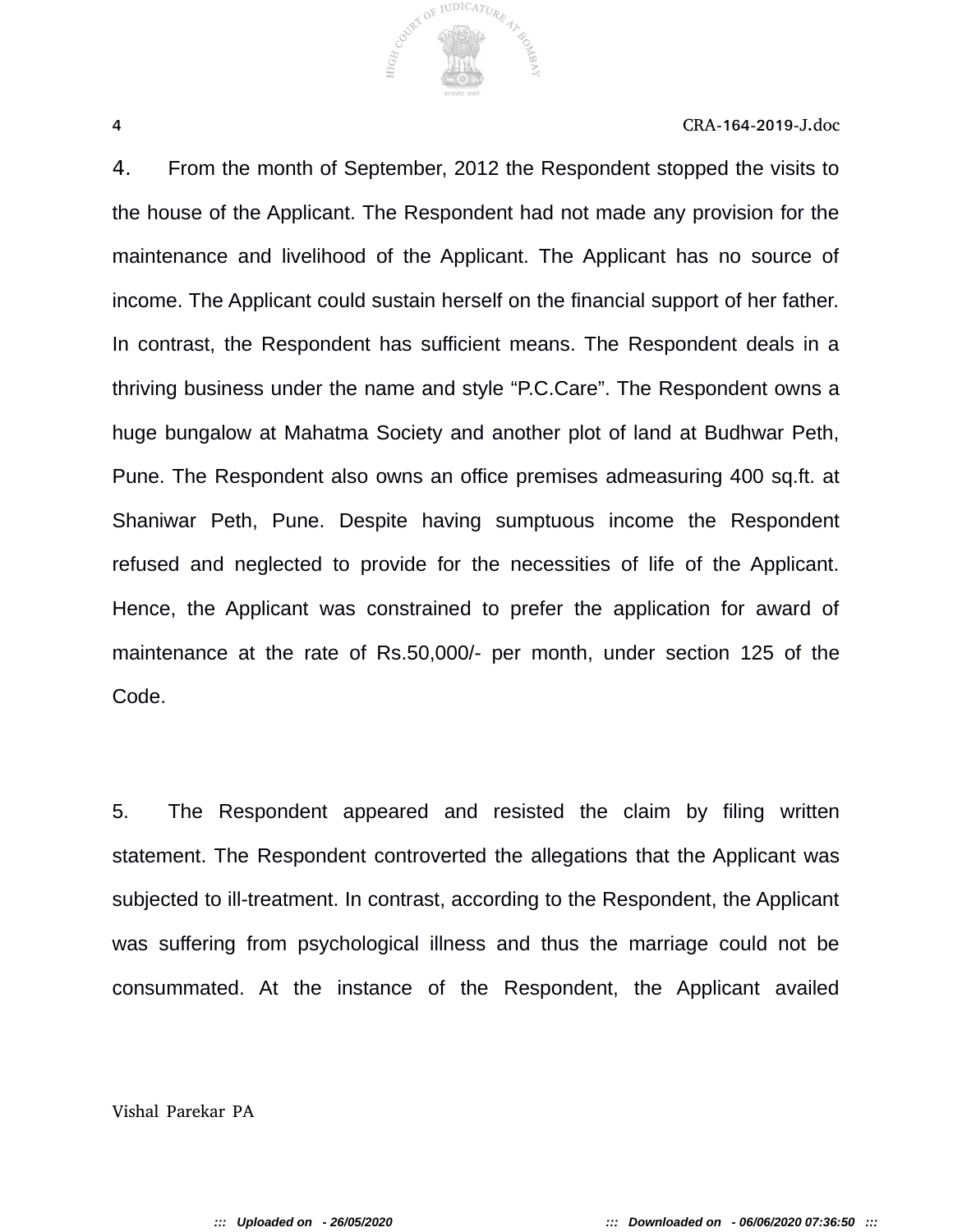4. From the month of September, 2012 the Respondent stopped the visits to the house of the Applicant. The Respondent had not made any provision for the maintenance and livelihood of the Applicant. The Applicant has no source of income. The Applicant could sustain herself on the financial support of her father. In contrast, the Respondent has sufficient means. The Respondent deals in a thriving business under the name and style "P.C.Care". The Respondent owns a huge bungalow at Mahatma Society and another plot of land at Budhwar Peth, Pune. The Respondent also owns an office premises admeasuring 400 sq.ft. at Shaniwar Peth, Pune. Despite having sumptuous income the Respondent refused and neglected to provide for the necessities of life of the Applicant. Hence, the Applicant was constrained to prefer the application for award of maintenance at the rate of Rs.50,000/- per month, under section 125 of the Code.

5. The Respondent appeared and resisted the claim by filing written statement. The Respondent controverted the allegations that the Applicant was subjected to ill-treatment. In contrast, according to the Respondent, the Applicant was suffering from psychological illness and thus the marriage could not be consummated. At the instance of the Respondent, the Applicant availed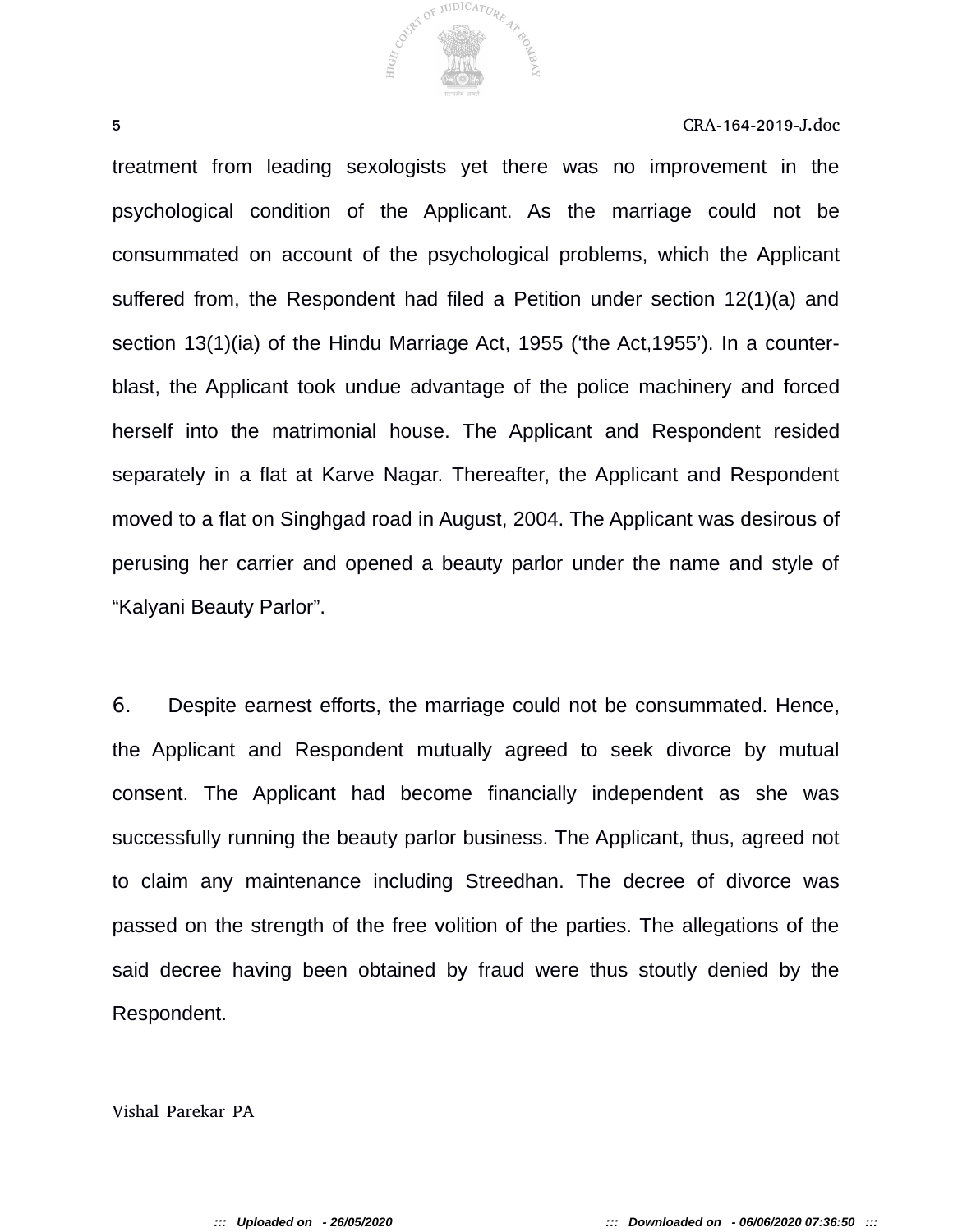treatment from leading sexologists yet there was no improvement in the psychological condition of the Applicant. As the marriage could not be consummated on account of the psychological problems, which the Applicant suffered from, the Respondent had filed a Petition under section 12(1)(a) and section 13(1)(ia) of the Hindu Marriage Act, 1955 ('the Act,1955'). In a counter-blast, the Applicant took undue advantage of the police machinery and forced herself into the matrimonial house. The Applicant and Respondent resided separately in a flat at Karve Nagar. Thereafter, the Applicant and Respondent moved to a flat on Singhgad road in August, 2004. The Applicant was desirous of perusing her carrier and opened a beauty parlor under the name and style of "Kalyani Beauty Parlor".

6. Despite earnest efforts, the marriage could not be consummated. Hence, the Applicant and Respondent mutually agreed to seek divorce by mutual consent. The Applicant had become financially independent as she was successfully running the beauty parlor business. The Applicant, thus, agreed not to claim any maintenance including Streedhan. The decree of divorce was passed on the strength of the free volition of the parties. The allegations of the said decree having been obtained by fraud were thus stoutly denied by the Respondent.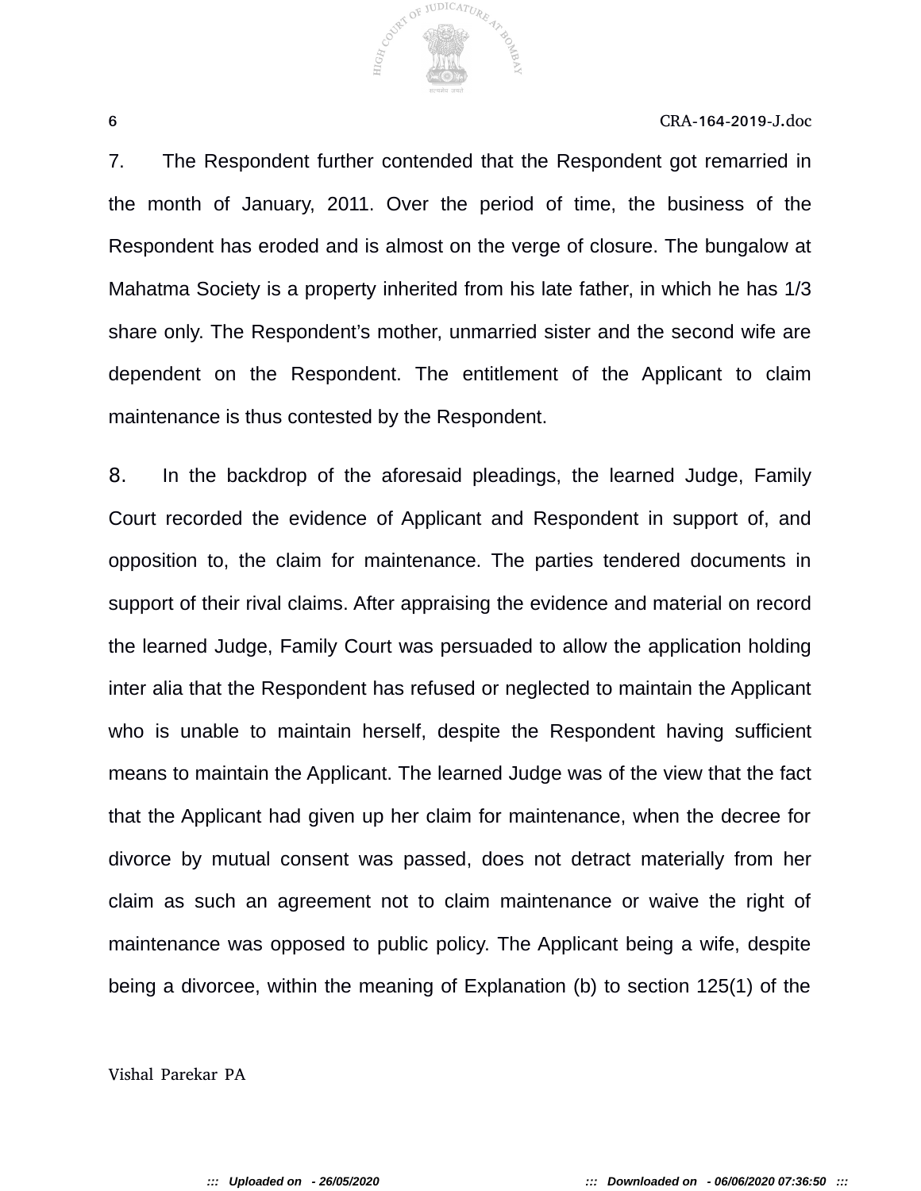7. The Respondent further contended that the Respondent got remarried in the month of January, 2011. Over the period of time, the business of the Respondent has eroded and is almost on the verge of closure. The bungalow at Mahatma Society is a property inherited from his late father, in which he has 1/3 share only. The Respondent's mother, unmarried sister and the second wife are dependent on the Respondent. The entitlement of the Applicant to claim maintenance is thus contested by the Respondent.

8. In the backdrop of the aforesaid pleadings, the learned Judge, Family Court recorded the evidence of Applicant and Respondent in support of, and opposition to, the claim for maintenance. The parties tendered documents in support of their rival claims. After appraising the evidence and material on record the learned Judge, Family Court was persuaded to allow the application holding inter alia that the Respondent has refused or neglected to maintain the Applicant who is unable to maintain herself, despite the Respondent having sufficient means to maintain the Applicant. The learned Judge was of the view that the fact that the Applicant had given up her claim for maintenance, when the decree for divorce by mutual consent was passed, does not detract materially from her claim as such an agreement not to claim maintenance or waive the right of maintenance was opposed to public policy. The Applicant being a wife, despite being a divorcee, within the meaning of Explanation (b) to section 125(1) of the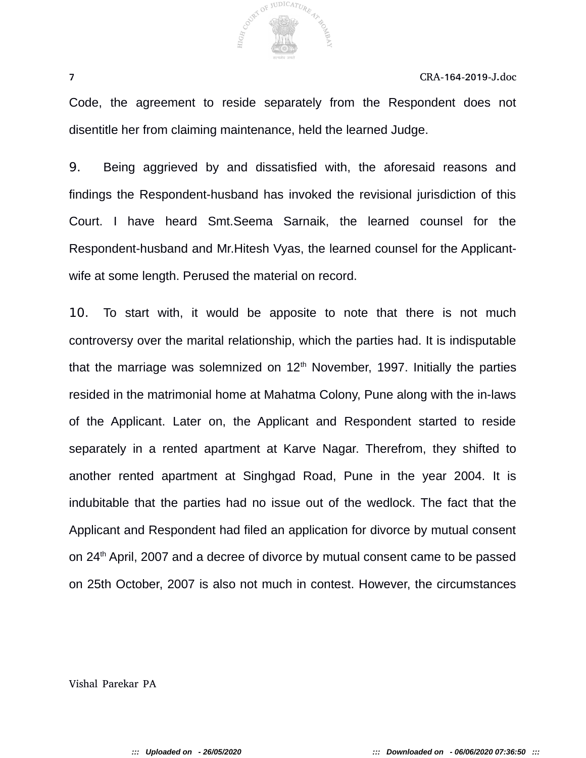Code, the agreement to reside separately from the Respondent does not disentitle her from claiming maintenance, held the learned Judge.

9. Being aggrieved by and dissatisfied with, the aforesaid reasons and findings the Respondent-husband has invoked the revisional jurisdiction of this Court. I have heard Smt.Seema Sarnaik, the learned counsel for the Respondent-husband and Mr.Hitesh Vyas, the learned counsel for the Applicant-wife at some length. Perused the material on record.

10. To start with, it would be apposite to note that there is not much controversy over the marital relationship, which the parties had. It is indisputable that the marriage was solemnized on 12th November, 1997. Initially the parties resided in the matrimonial home at Mahatma Colony, Pune along with the in-laws of the Applicant. Later on, the Applicant and Respondent started to reside separately in a rented apartment at Karve Nagar. Therefrom, they shifted to another rented apartment at Singhgad Road, Pune in the year 2004. It is indubitable that the parties had no issue out of the wedlock. The fact that the Applicant and Respondent had filed an application for divorce by mutual consent on 24th April, 2007 and a decree of divorce by mutual consent came to be passed on 25th October, 2007 is also not much in contest. However, the circumstances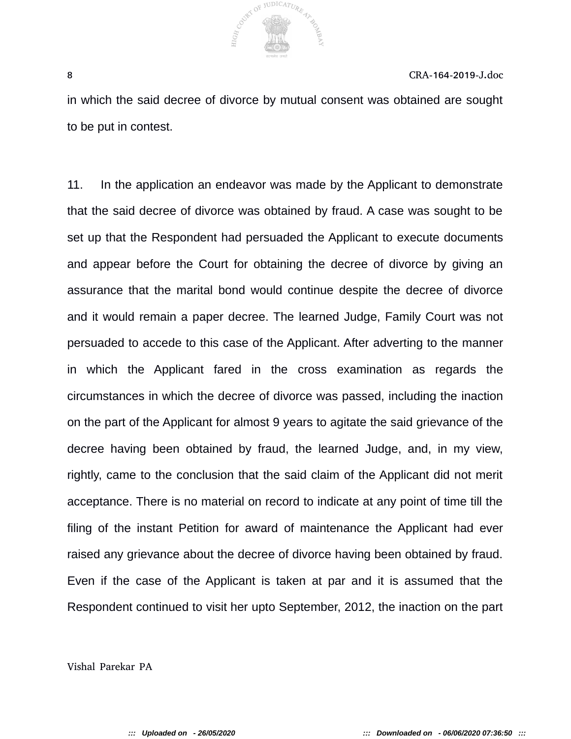in which the said decree of divorce by mutual consent was obtained are sought to be put in contest.

11. In the application an endeavor was made by the Applicant to demonstrate that the said decree of divorce was obtained by fraud. A case was sought to be set up that the Respondent had persuaded the Applicant to execute documents and appear before the Court for obtaining the decree of divorce by giving an assurance that the marital bond would continue despite the decree of divorce and it would remain a paper decree. The learned Judge, Family Court was not persuaded to accede to this case of the Applicant. After adverting to the manner in which the Applicant fared in the cross examination as regards the circumstances in which the decree of divorce was passed, including the inaction on the part of the Applicant for almost 9 years to agitate the said grievance of the decree having been obtained by fraud, the learned Judge, and, in my view, rightly, came to the conclusion that the said claim of the Applicant did not merit acceptance. There is no material on record to indicate at any point of time till the filing of the instant Petition for award of maintenance the Applicant had ever raised any grievance about the decree of divorce having been obtained by fraud. Even if the case of the Applicant is taken at par and it is assumed that the Respondent continued to visit her upto September, 2012, the inaction on the part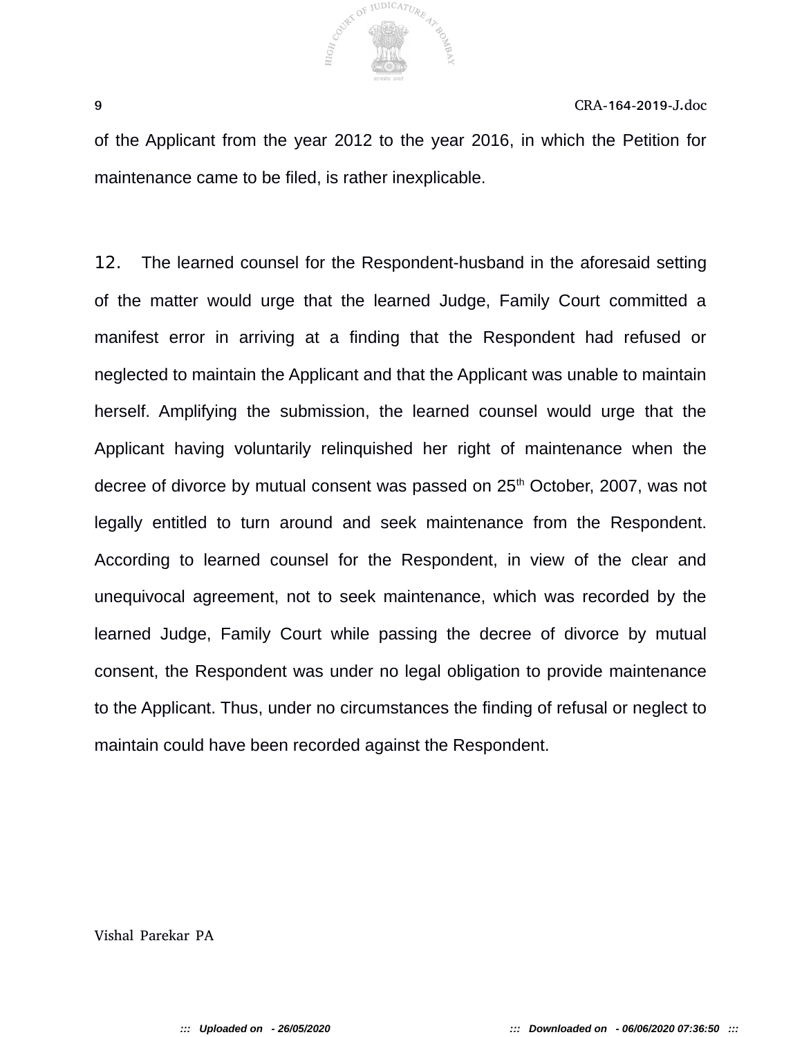of the Applicant from the year 2012 to the year 2016, in which the Petition for maintenance came to be filed, is rather inexplicable.

12. The learned counsel for the Respondent-husband in the aforesaid setting of the matter would urge that the learned Judge, Family Court committed a manifest error in arriving at a finding that the Respondent had refused or neglected to maintain the Applicant and that the Applicant was unable to maintain herself. Amplifying the submission, the learned counsel would urge that the Applicant having voluntarily relinquished her right of maintenance when the decree of divorce by mutual consent was passed on 25th October, 2007, was not legally entitled to turn around and seek maintenance from the Respondent. According to learned counsel for the Respondent, in view of the clear and unequivocal agreement, not to seek maintenance, which was recorded by the learned Judge, Family Court while passing the decree of divorce by mutual consent, the Respondent was under no legal obligation to provide maintenance to the Applicant. Thus, under no circumstances the finding of refusal or neglect to maintain could have been recorded against the Respondent.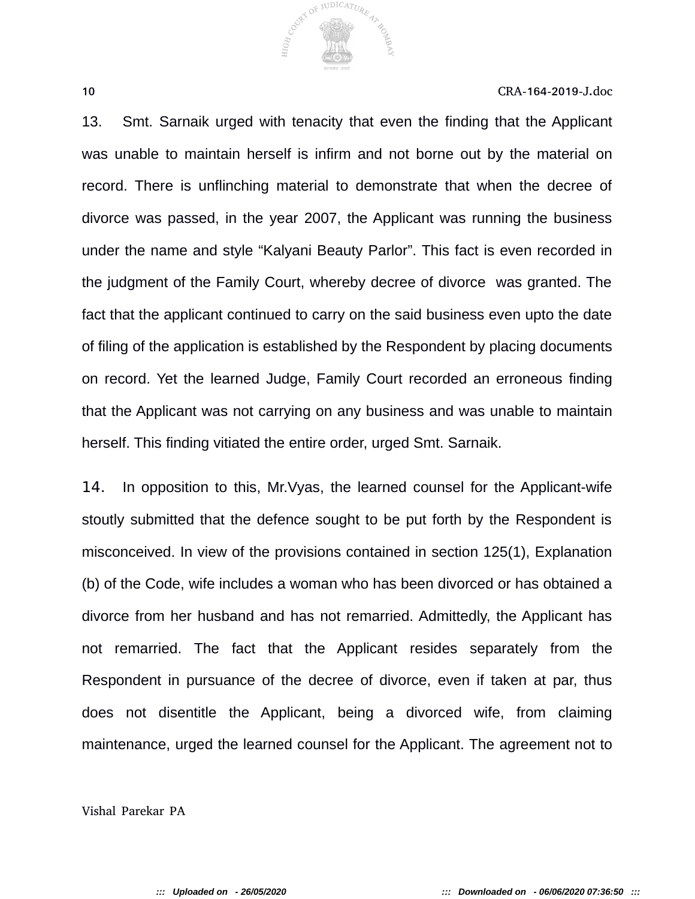13. Smt. Sarnaik urged with tenacity that even the finding that the Applicant was unable to maintain herself is infirm and not borne out by the material on record. There is unflinching material to demonstrate that when the decree of divorce was passed, in the year 2007, the Applicant was running the business under the name and style “Kalyani Beauty Parlor”. This fact is even recorded in the judgment of the Family Court, whereby decree of divorce was granted. The fact that the applicant continued to carry on the said business even upto the date of filing of the application is established by the Respondent by placing documents on record. Yet the learned Judge, Family Court recorded an erroneous finding that the Applicant was not carrying on any business and was unable to maintain herself. This finding vitiated the entire order, urged Smt. Sarnaik.

14. In opposition to this, Mr.Vyas, the learned counsel for the Applicant-wife stoutly submitted that the defence sought to be put forth by the Respondent is misconceived. In view of the provisions contained in section 125(1), Explanation (b) of the Code, wife includes a woman who has been divorced or has obtained a divorce from her husband and has not remarried. Admittedly, the Applicant has not remarried. The fact that the Applicant resides separately from the Respondent in pursuance of the decree of divorce, even if taken at par, thus does not disentitle the Applicant, being a divorced wife, from claiming maintenance, urged the learned counsel for the Applicant. The agreement not to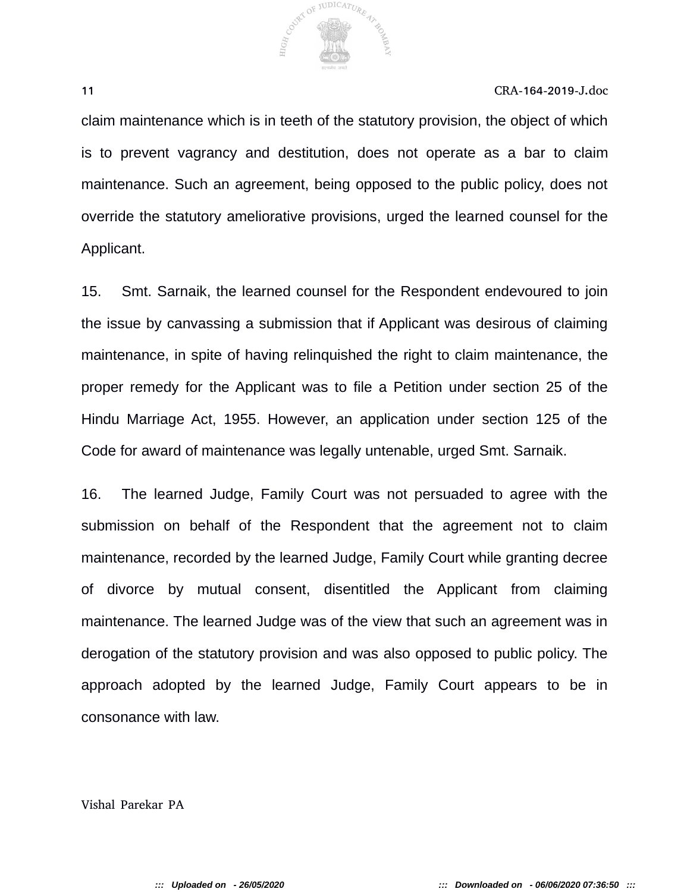claim maintenance which is in teeth of the statutory provision, the object of which is to prevent vagrancy and destitution, does not operate as a bar to claim maintenance. Such an agreement, being opposed to the public policy, does not override the statutory ameliorative provisions, urged the learned counsel for the Applicant.

15. Smt. Sarnaik, the learned counsel for the Respondent endevoured to join the issue by canvassing a submission that if Applicant was desirous of claiming maintenance, in spite of having relinquished the right to claim maintenance, the proper remedy for the Applicant was to file a Petition under section 25 of the Hindu Marriage Act, 1955. However, an application under section 125 of the Code for award of maintenance was legally untenable, urged Smt. Sarnaik.

16. The learned Judge, Family Court was not persuaded to agree with the submission on behalf of the Respondent that the agreement not to claim maintenance, recorded by the learned Judge, Family Court while granting decree of divorce by mutual consent, disentitled the Applicant from claiming maintenance. The learned Judge was of the view that such an agreement was in derogation of the statutory provision and was also opposed to public policy. The approach adopted by the learned Judge, Family Court appears to be in consonance with law.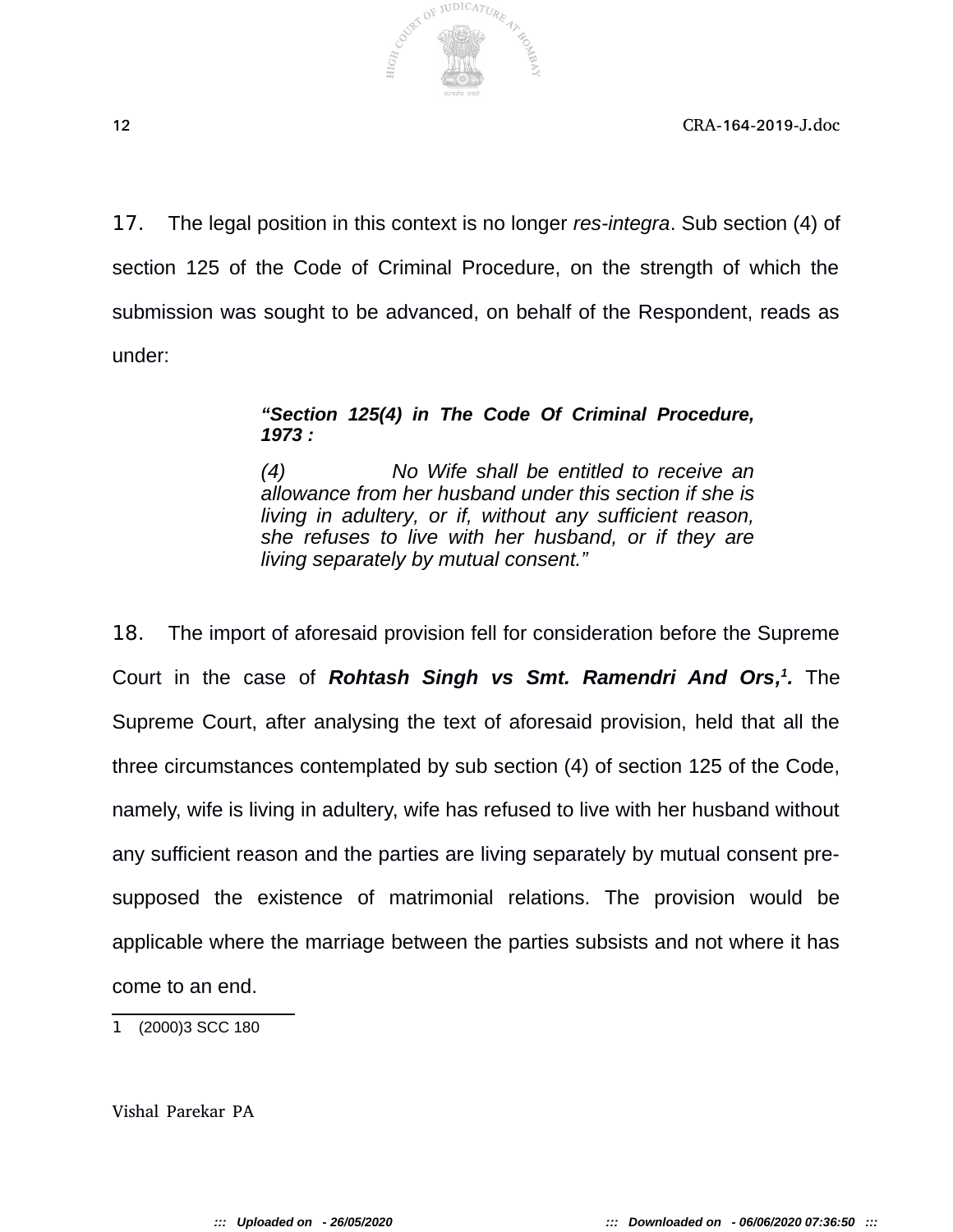17. The legal position in this context is no longer *res-integra*. Sub section (4) of section 125 of the Code of Criminal Procedure, on the strength of which the submission was sought to be advanced, on behalf of the Respondent, reads as under:

> ***"Section 125(4) in The Code Of Criminal Procedure, 1973 :***
>
> *(4) No Wife shall be entitled to receive an allowance from her husband under this section if she is living in adultery, or if, without any sufficient reason, she refuses to live with her husband, or if they are living separately by mutual consent."*

18. The import of aforesaid provision fell for consideration before the Supreme Court in the case of ***Rohtash Singh vs Smt. Ramendri And Ors,[1].*** The Supreme Court, after analysing the text of aforesaid provision, held that all the three circumstances contemplated by sub section (4) of section 125 of the Code, namely, wife is living in adultery, wife has refused to live with her husband without any sufficient reason and the parties are living separately by mutual consent pre-supposed the existence of matrimonial relations. The provision would be applicable where the marriage between the parties subsists and not where it has come to an end.

---

1 (2000)3 SCC 180

Vishal Parekar PA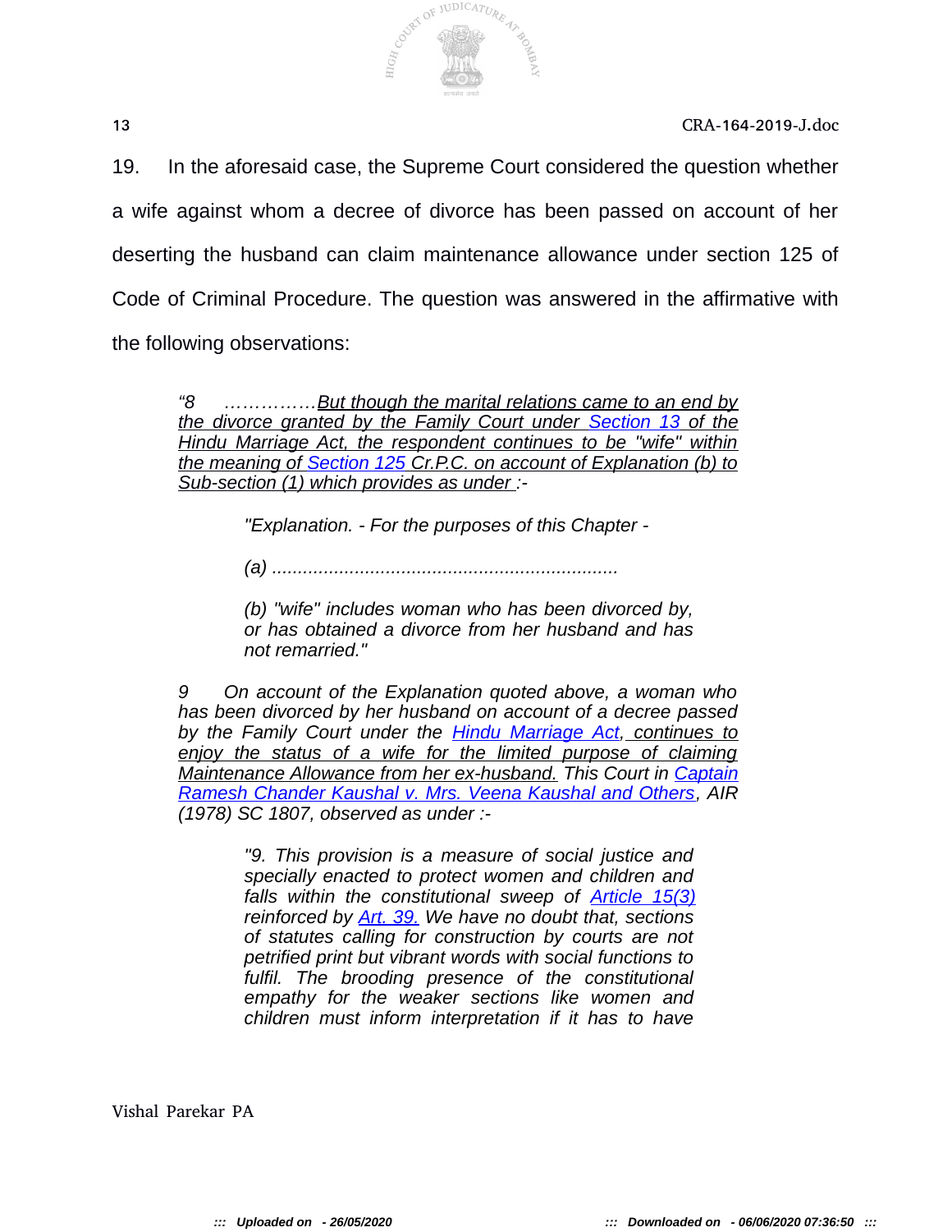19. In the aforesaid case, the Supreme Court considered the question whether a wife against whom a decree of divorce has been passed on account of her deserting the husband can claim maintenance allowance under section 125 of Code of Criminal Procedure. The question was answered in the affirmative with the following observations:

> *"8 ……………<u>But though the marital relations came to an end by the divorce granted by the Family Court under Section 13 of the Hindu Marriage Act, the respondent continues to be "wife" within the meaning of Section 125 Cr.P.C. on account of Explanation (b) to Sub-section (1) which provides as under</u> :-*
>
> > *"Explanation. - For the purposes of this Chapter -*
> >
> > *(a) ..................................................................*
> >
> > *(b) "wife" includes woman who has been divorced by, or has obtained a divorce from her husband and has not remarried."*
>
> *9 On account of the Explanation quoted above, a woman who has been divorced by her husband on account of a decree passed by the Family Court under the Hindu Marriage Act<u>, continues to enjoy the status of a wife for the limited purpose of claiming Maintenance Allowance from her ex-husband.</u> This Court in Captain Ramesh Chander Kaushal v. Mrs. Veena Kaushal and Others, AIR (1978) SC 1807, observed as under :-*
>
> > *"9. This provision is a measure of social justice and specially enacted to protect women and children and falls within the constitutional sweep of Article 15(3) reinforced by Art. 39. We have no doubt that, sections of statutes calling for construction by courts are not petrified print but vibrant words with social functions to fulfil. The brooding presence of the constitutional empathy for the weaker sections like women and children must inform interpretation if it has to have*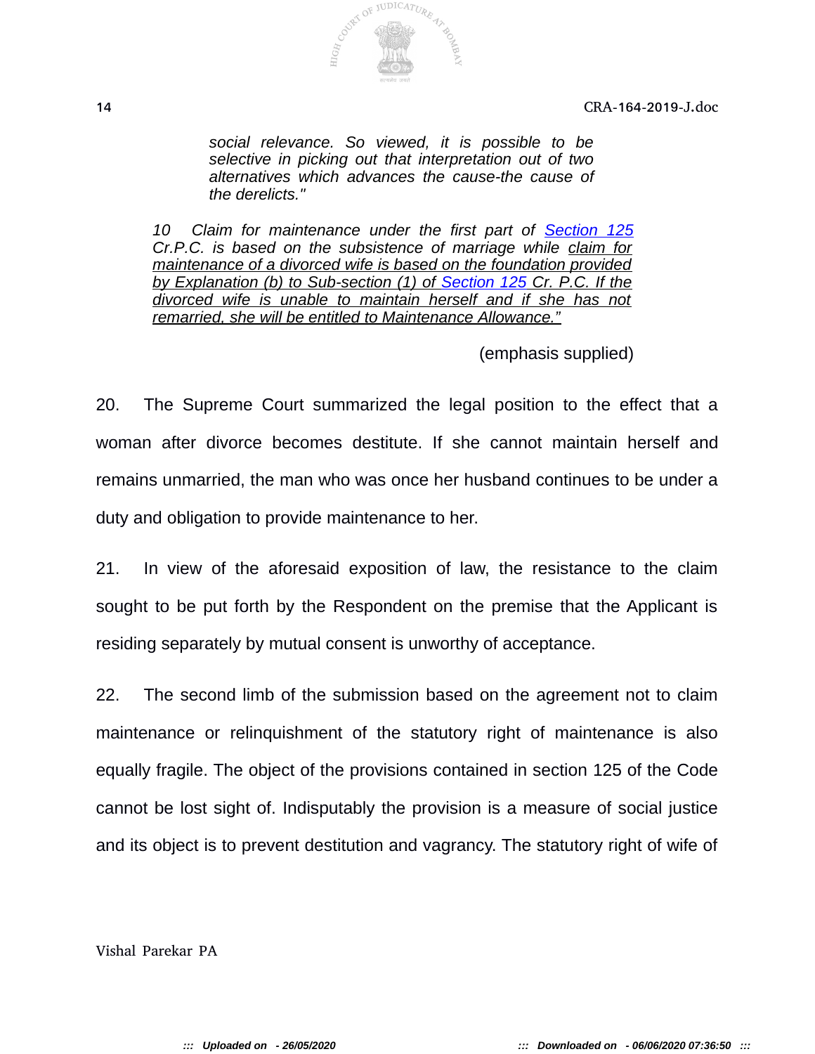> *social relevance. So viewed, it is possible to be selective in picking out that interpretation out of two alternatives which advances the cause-the cause of the derelicts."*

> *10 Claim for maintenance under the first part of Section 125 Cr.P.C. is based on the subsistence of marriage while claim for maintenance of a divorced wife is based on the foundation provided by Explanation (b) to Sub-section (1) of Section 125 Cr. P.C. If the divorced wife is unable to maintain herself and if she has not remarried, she will be entitled to Maintenance Allowance."*

(emphasis supplied)

20. The Supreme Court summarized the legal position to the effect that a woman after divorce becomes destitute. If she cannot maintain herself and remains unmarried, the man who was once her husband continues to be under a duty and obligation to provide maintenance to her.

21. In view of the aforesaid exposition of law, the resistance to the claim sought to be put forth by the Respondent on the premise that the Applicant is residing separately by mutual consent is unworthy of acceptance.

22. The second limb of the submission based on the agreement not to claim maintenance or relinquishment of the statutory right of maintenance is also equally fragile. The object of the provisions contained in section 125 of the Code cannot be lost sight of. Indisputably the provision is a measure of social justice and its object is to prevent destitution and vagrancy. The statutory right of wife of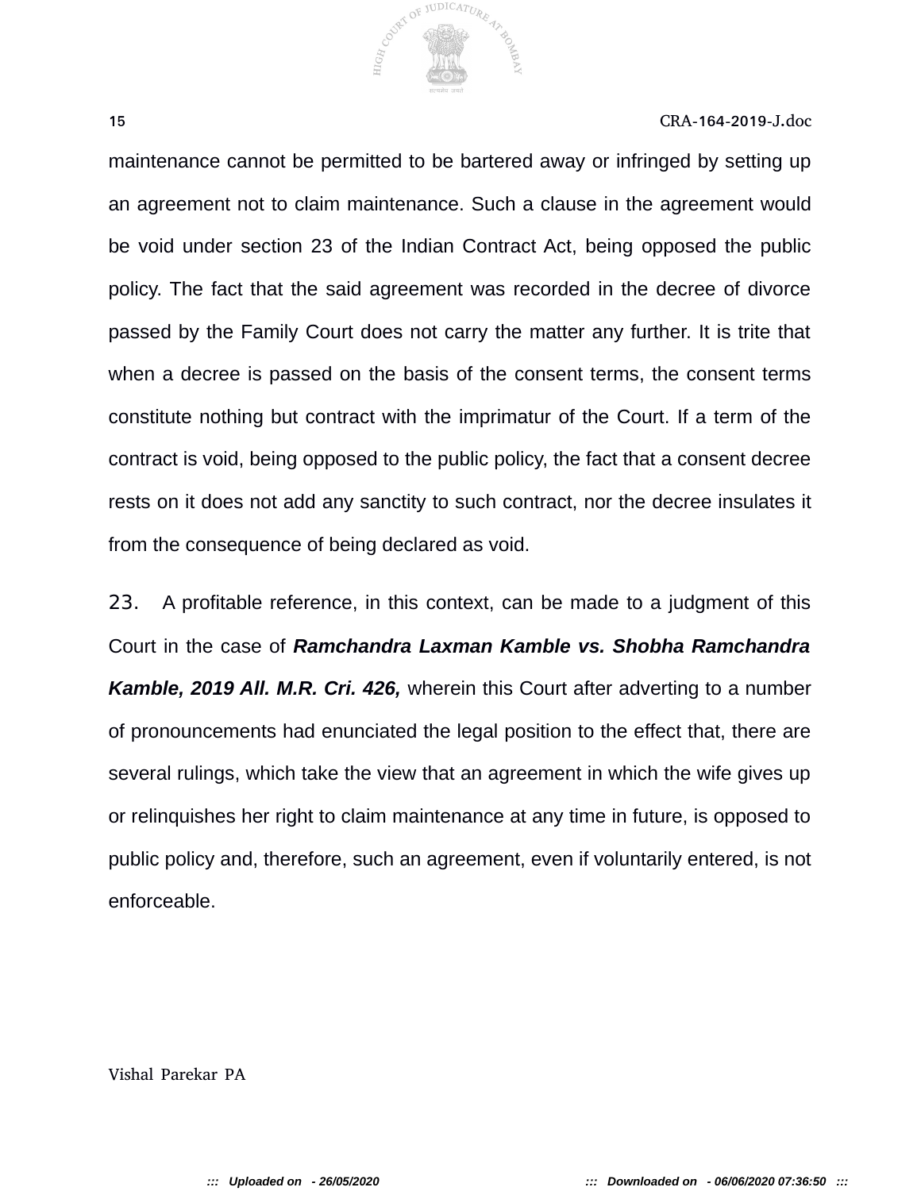maintenance cannot be permitted to be bartered away or infringed by setting up an agreement not to claim maintenance. Such a clause in the agreement would be void under section 23 of the Indian Contract Act, being opposed the public policy. The fact that the said agreement was recorded in the decree of divorce passed by the Family Court does not carry the matter any further. It is trite that when a decree is passed on the basis of the consent terms, the consent terms constitute nothing but contract with the imprimatur of the Court. If a term of the contract is void, being opposed to the public policy, the fact that a consent decree rests on it does not add any sanctity to such contract, nor the decree insulates it from the consequence of being declared as void.

23. A profitable reference, in this context, can be made to a judgment of this Court in the case of ***Ramchandra Laxman Kamble vs. Shobha Ramchandra Kamble, 2019 All. M.R. Cri. 426,*** wherein this Court after adverting to a number of pronouncements had enunciated the legal position to the effect that, there are several rulings, which take the view that an agreement in which the wife gives up or relinquishes her right to claim maintenance at any time in future, is opposed to public policy and, therefore, such an agreement, even if voluntarily entered, is not enforceable.

Vishal Parekar PA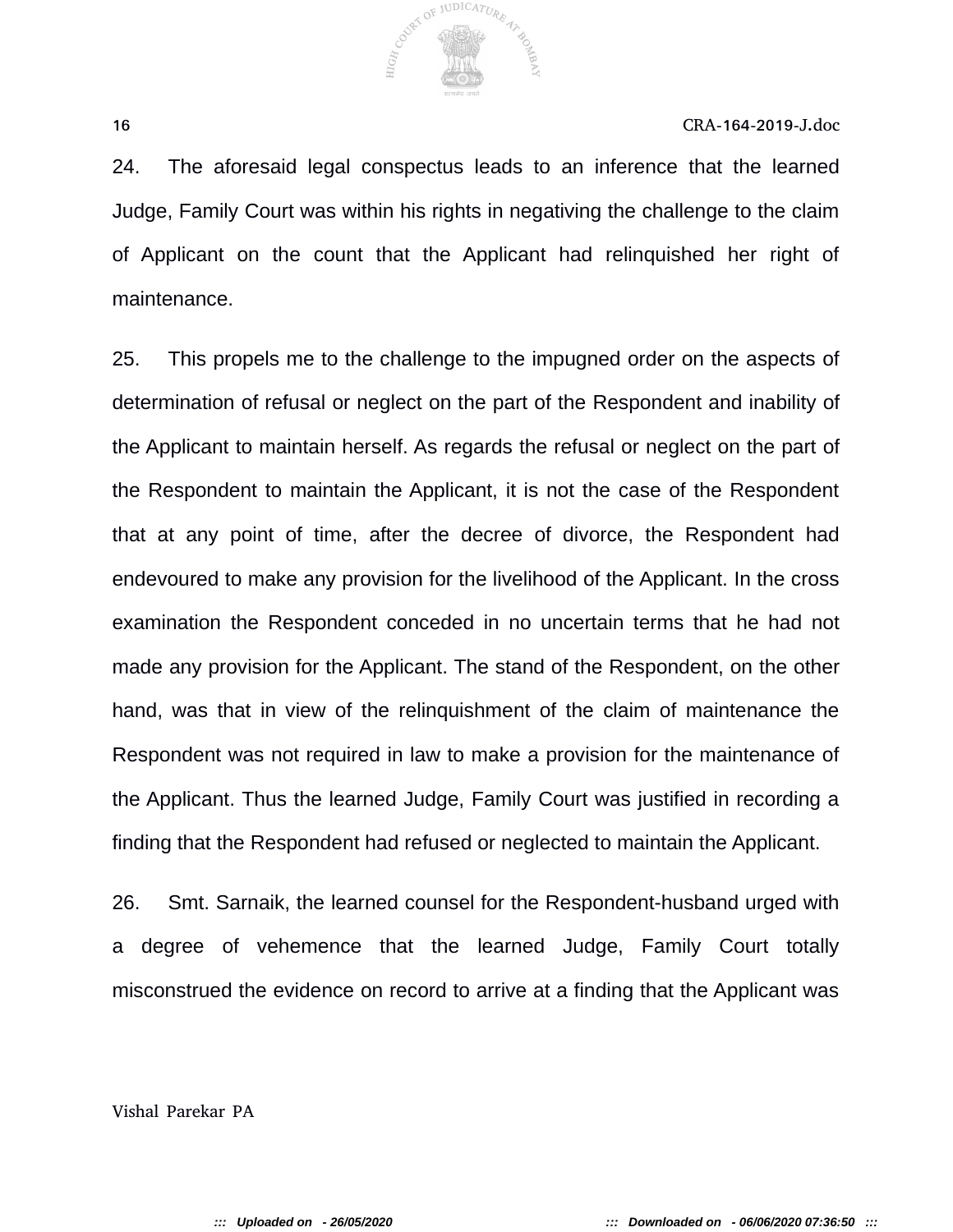24. The aforesaid legal conspectus leads to an inference that the learned Judge, Family Court was within his rights in negativing the challenge to the claim of Applicant on the count that the Applicant had relinquished her right of maintenance.

25. This propels me to the challenge to the impugned order on the aspects of determination of refusal or neglect on the part of the Respondent and inability of the Applicant to maintain herself. As regards the refusal or neglect on the part of the Respondent to maintain the Applicant, it is not the case of the Respondent that at any point of time, after the decree of divorce, the Respondent had endevoured to make any provision for the livelihood of the Applicant. In the cross examination the Respondent conceded in no uncertain terms that he had not made any provision for the Applicant. The stand of the Respondent, on the other hand, was that in view of the relinquishment of the claim of maintenance the Respondent was not required in law to make a provision for the maintenance of the Applicant. Thus the learned Judge, Family Court was justified in recording a finding that the Respondent had refused or neglected to maintain the Applicant.

26. Smt. Sarnaik, the learned counsel for the Respondent-husband urged with a degree of vehemence that the learned Judge, Family Court totally misconstrued the evidence on record to arrive at a finding that the Applicant was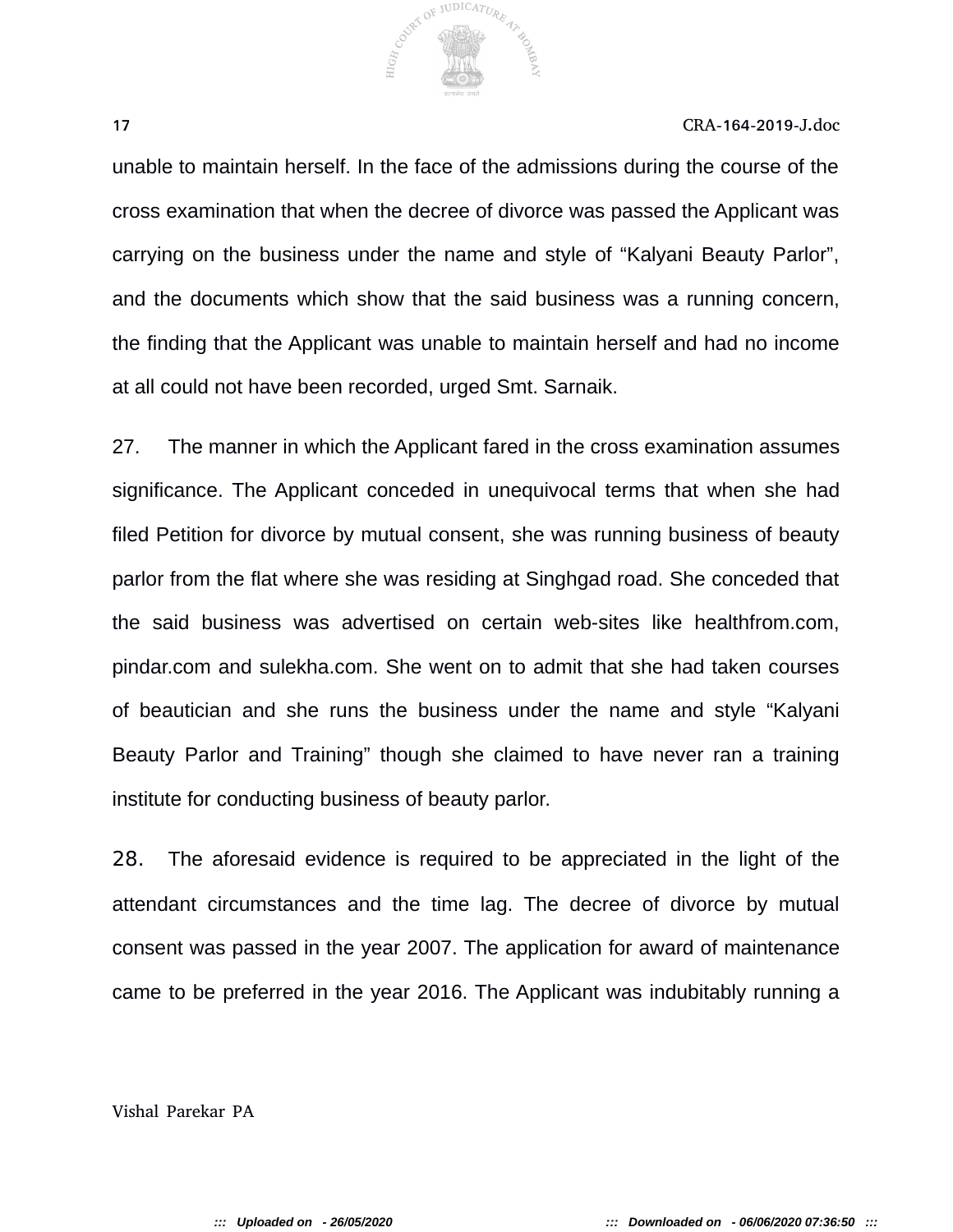unable to maintain herself. In the face of the admissions during the course of the cross examination that when the decree of divorce was passed the Applicant was carrying on the business under the name and style of “Kalyani Beauty Parlor”, and the documents which show that the said business was a running concern, the finding that the Applicant was unable to maintain herself and had no income at all could not have been recorded, urged Smt. Sarnaik.

27. The manner in which the Applicant fared in the cross examination assumes significance. The Applicant conceded in unequivocal terms that when she had filed Petition for divorce by mutual consent, she was running business of beauty parlor from the flat where she was residing at Singhgad road. She conceded that the said business was advertised on certain web-sites like healthfrom.com, pindar.com and sulekha.com. She went on to admit that she had taken courses of beautician and she runs the business under the name and style “Kalyani Beauty Parlor and Training” though she claimed to have never ran a training institute for conducting business of beauty parlor.

28. The aforesaid evidence is required to be appreciated in the light of the attendant circumstances and the time lag. The decree of divorce by mutual consent was passed in the year 2007. The application for award of maintenance came to be preferred in the year 2016. The Applicant was indubitably running a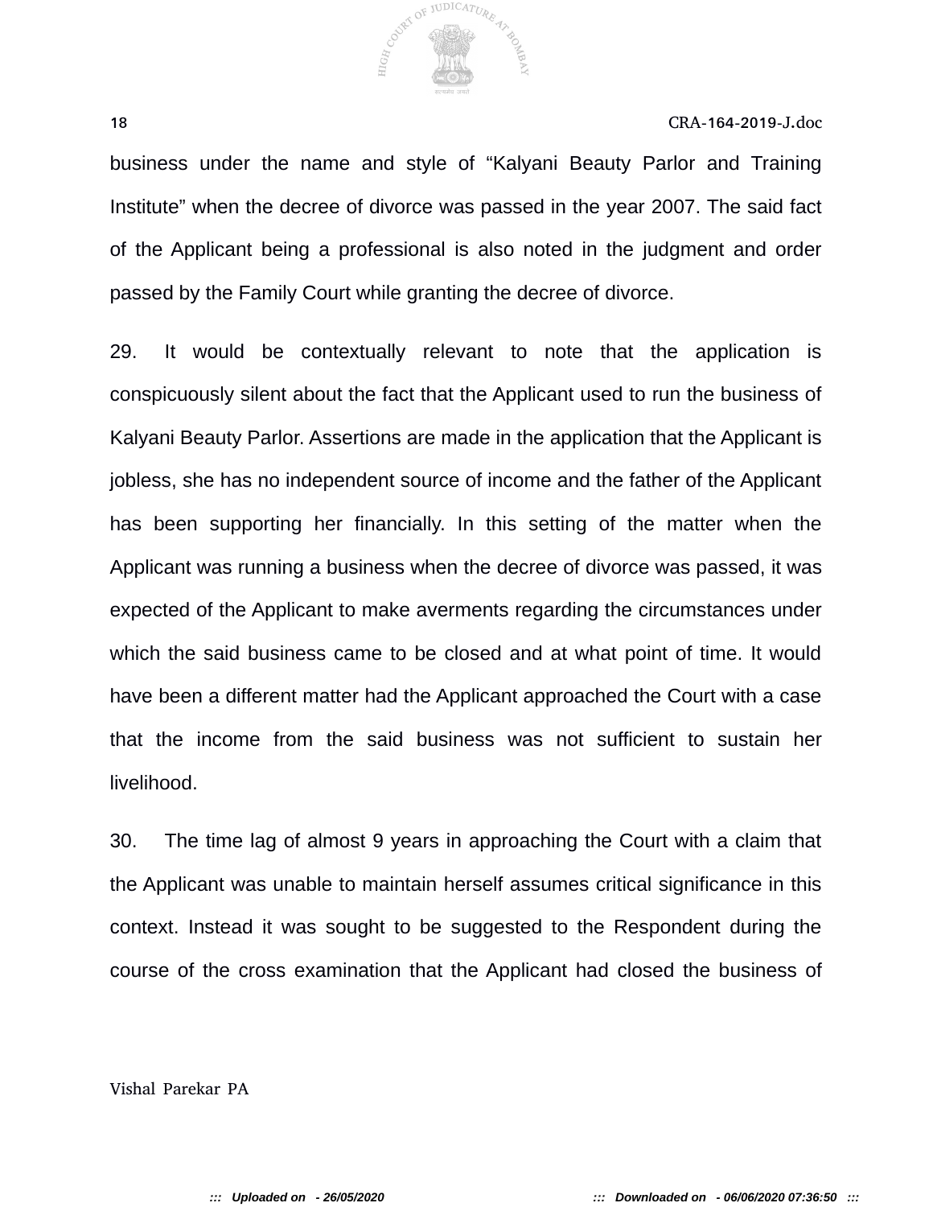business under the name and style of "Kalyani Beauty Parlor and Training Institute" when the decree of divorce was passed in the year 2007. The said fact of the Applicant being a professional is also noted in the judgment and order passed by the Family Court while granting the decree of divorce.

29. It would be contextually relevant to note that the application is conspicuously silent about the fact that the Applicant used to run the business of Kalyani Beauty Parlor. Assertions are made in the application that the Applicant is jobless, she has no independent source of income and the father of the Applicant has been supporting her financially. In this setting of the matter when the Applicant was running a business when the decree of divorce was passed, it was expected of the Applicant to make averments regarding the circumstances under which the said business came to be closed and at what point of time. It would have been a different matter had the Applicant approached the Court with a case that the income from the said business was not sufficient to sustain her livelihood.

30. The time lag of almost 9 years in approaching the Court with a claim that the Applicant was unable to maintain herself assumes critical significance in this context. Instead it was sought to be suggested to the Respondent during the course of the cross examination that the Applicant had closed the business of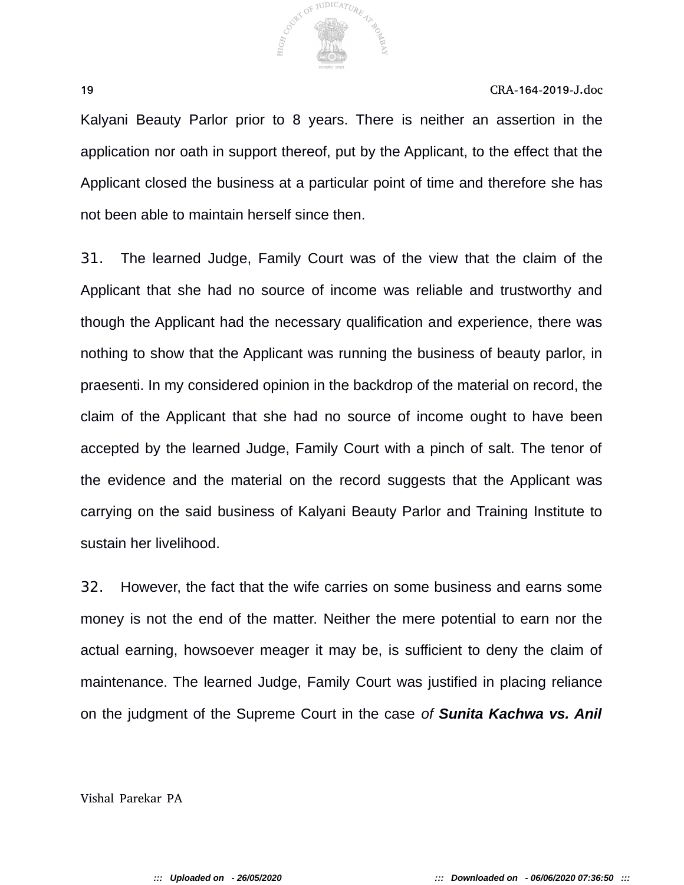Kalyani Beauty Parlor prior to 8 years. There is neither an assertion in the application nor oath in support thereof, put by the Applicant, to the effect that the Applicant closed the business at a particular point of time and therefore she has not been able to maintain herself since then.

31. The learned Judge, Family Court was of the view that the claim of the Applicant that she had no source of income was reliable and trustworthy and though the Applicant had the necessary qualification and experience, there was nothing to show that the Applicant was running the business of beauty parlor, in praesenti. In my considered opinion in the backdrop of the material on record, the claim of the Applicant that she had no source of income ought to have been accepted by the learned Judge, Family Court with a pinch of salt. The tenor of the evidence and the material on the record suggests that the Applicant was carrying on the said business of Kalyani Beauty Parlor and Training Institute to sustain her livelihood.

32. However, the fact that the wife carries on some business and earns some money is not the end of the matter. Neither the mere potential to earn nor the actual earning, howsoever meager it may be, is sufficient to deny the claim of maintenance. The learned Judge, Family Court was justified in placing reliance on the judgment of the Supreme Court in the case *of* ***Sunita Kachwa vs. Anil***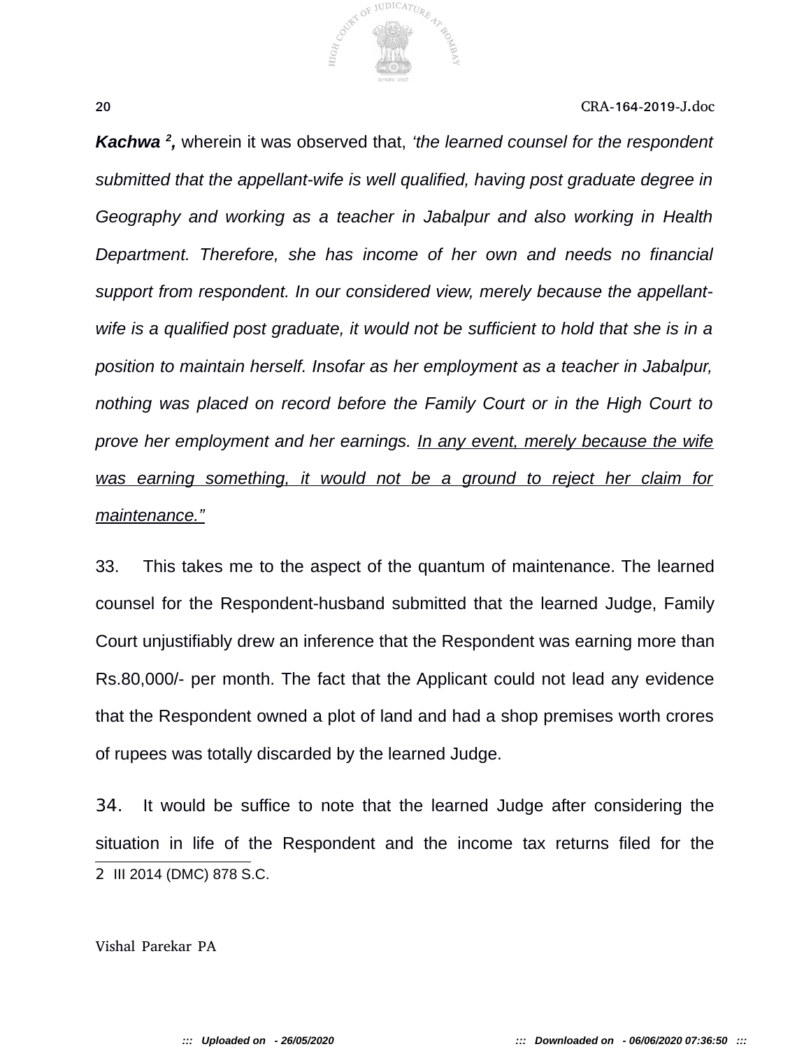***Kachwa*** [2]***,*** wherein it was observed that, *'the learned counsel for the respondent submitted that the appellant-wife is well qualified, having post graduate degree in Geography and working as a teacher in Jabalpur and also working in Health Department. Therefore, she has income of her own and needs no financial support from respondent. In our considered view, merely because the appellant-wife is a qualified post graduate, it would not be sufficient to hold that she is in a position to maintain herself. Insofar as her employment as a teacher in Jabalpur, nothing was placed on record before the Family Court or in the High Court to prove her employment and her earnings. <u>In any event, merely because the wife was earning something, it would not be a ground to reject her claim for maintenance."</u>*

33. This takes me to the aspect of the quantum of maintenance. The learned counsel for the Respondent-husband submitted that the learned Judge, Family Court unjustifiably drew an inference that the Respondent was earning more than Rs.80,000/- per month. The fact that the Applicant could not lead any evidence that the Respondent owned a plot of land and had a shop premises worth crores of rupees was totally discarded by the learned Judge.

34. It would be suffice to note that the learned Judge after considering the situation in life of the Respondent and the income tax returns filed for the

---

2 III 2014 (DMC) 878 S.C.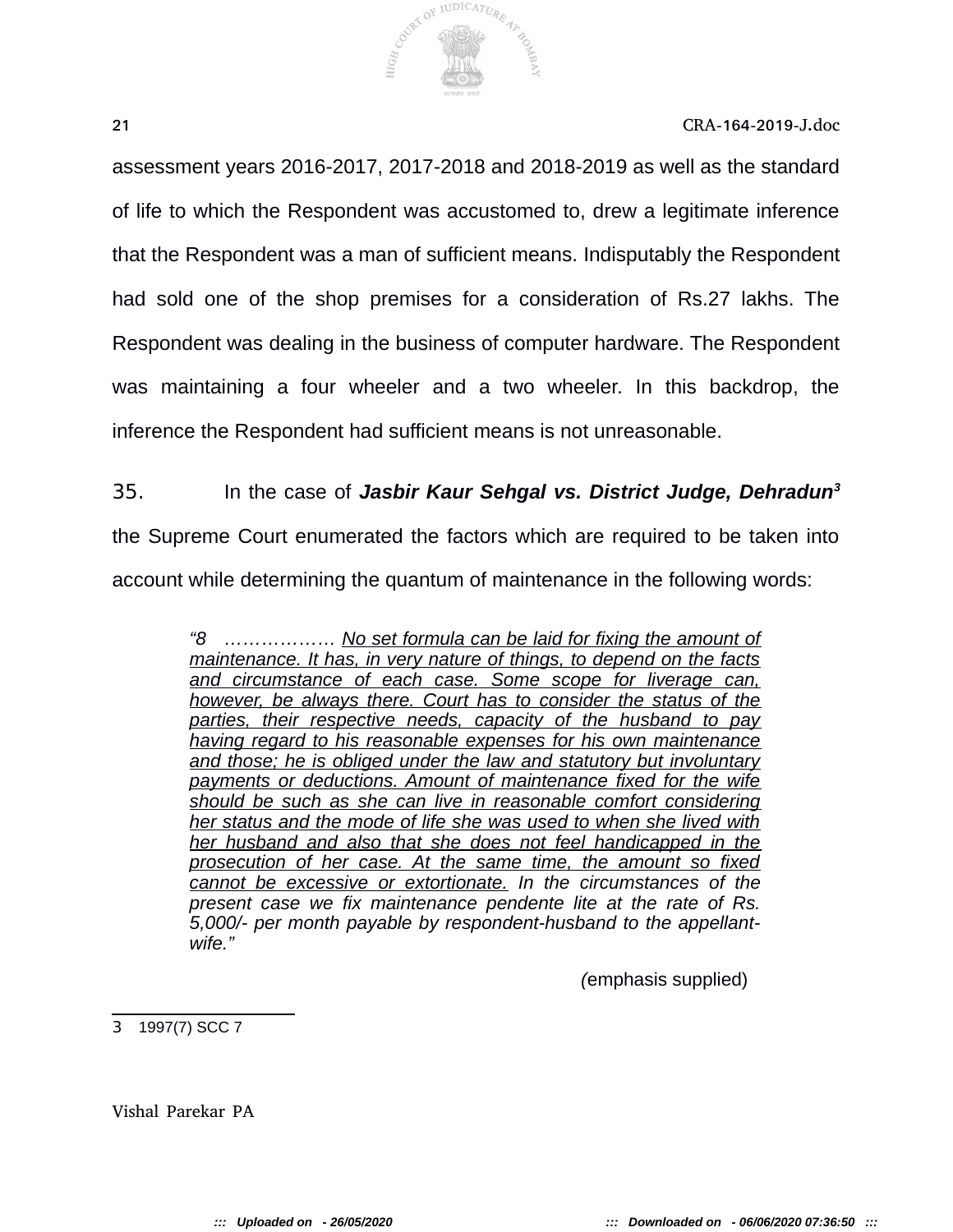assessment years 2016-2017, 2017-2018 and 2018-2019 as well as the standard of life to which the Respondent was accustomed to, drew a legitimate inference that the Respondent was a man of sufficient means. Indisputably the Respondent had sold one of the shop premises for a consideration of Rs.27 lakhs. The Respondent was dealing in the business of computer hardware. The Respondent was maintaining a four wheeler and a two wheeler. In this backdrop, the inference the Respondent had sufficient means is not unreasonable.

35. In the case of ***Jasbir Kaur Sehgal vs. District Judge, Dehradun***[3] the Supreme Court enumerated the factors which are required to be taken into account while determining the quantum of maintenance in the following words:

> *"8 ………………. <u>No set formula can be laid for fixing the amount of maintenance. It has, in very nature of things, to depend on the facts and circumstance of each case. Some scope for liverage can, however, be always there. Court has to consider the status of the parties, their respective needs, capacity of the husband to pay having regard to his reasonable expenses for his own maintenance and those; he is obliged under the law and statutory but involuntary payments or deductions. Amount of maintenance fixed for the wife should be such as she can live in reasonable comfort considering her status and the mode of life she was used to when she lived with her husband and also that she does not feel handicapped in the prosecution of her case. At the same time, the amount so fixed cannot be excessive or extortionate.</u> In the circumstances of the present case we fix maintenance pendente lite at the rate of Rs. 5,000/- per month payable by respondent-husband to the appellant-wife."*
>
> (emphasis supplied)

---

3 1997(7) SCC 7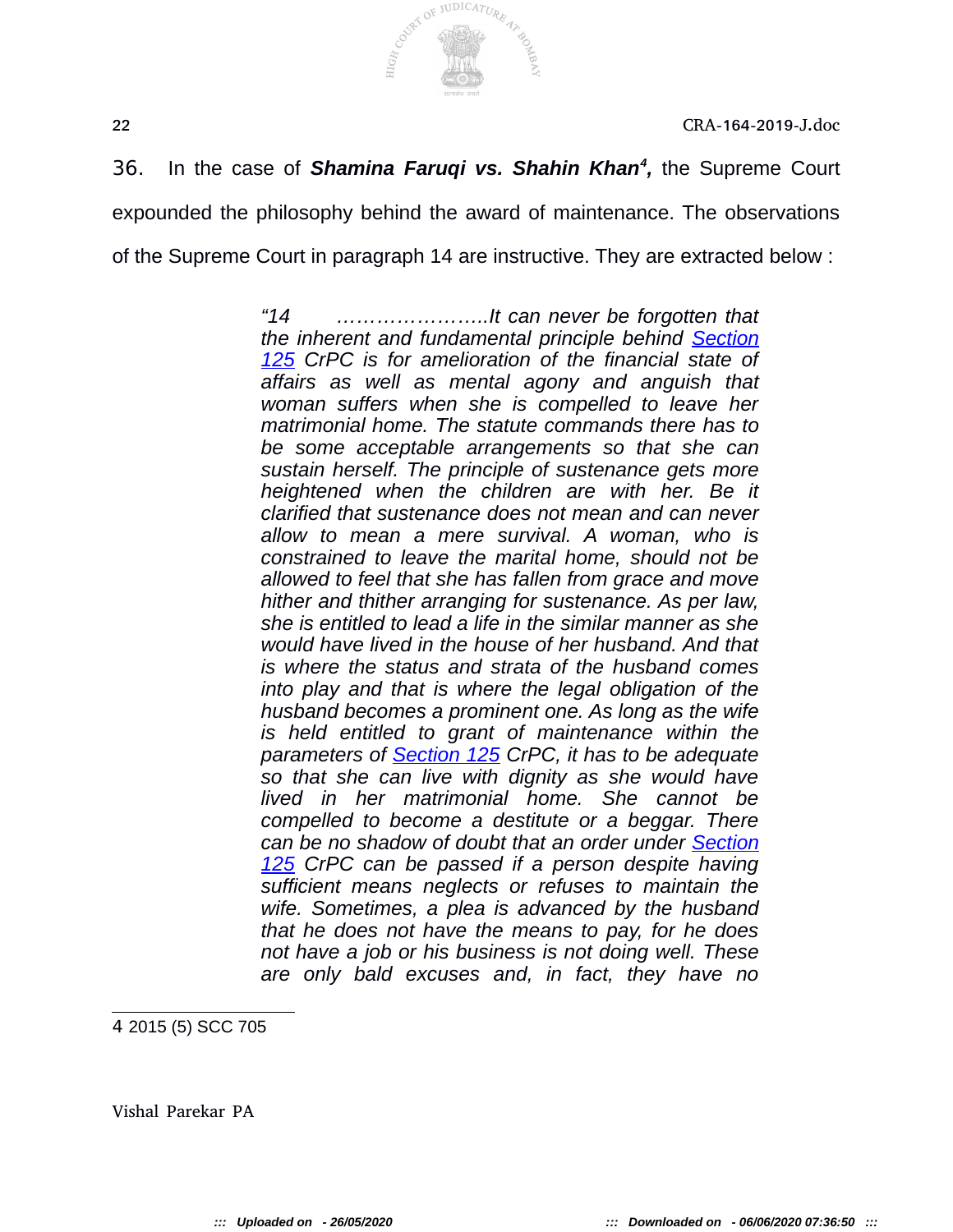36. In the case of ***Shamina Faruqi vs. Shahin Khan***[4]**,** the Supreme Court expounded the philosophy behind the award of maintenance. The observations of the Supreme Court in paragraph 14 are instructive. They are extracted below :

> *"14 …………………..It can never be forgotten that the inherent and fundamental principle behind Section 125 CrPC is for amelioration of the financial state of affairs as well as mental agony and anguish that woman suffers when she is compelled to leave her matrimonial home. The statute commands there has to be some acceptable arrangements so that she can sustain herself. The principle of sustenance gets more heightened when the children are with her. Be it clarified that sustenance does not mean and can never allow to mean a mere survival. A woman, who is constrained to leave the marital home, should not be allowed to feel that she has fallen from grace and move hither and thither arranging for sustenance. As per law, she is entitled to lead a life in the similar manner as she would have lived in the house of her husband. And that is where the status and strata of the husband comes into play and that is where the legal obligation of the husband becomes a prominent one. As long as the wife is held entitled to grant of maintenance within the parameters of Section 125 CrPC, it has to be adequate so that she can live with dignity as she would have lived in her matrimonial home. She cannot be compelled to become a destitute or a beggar. There can be no shadow of doubt that an order under Section 125 CrPC can be passed if a person despite having sufficient means neglects or refuses to maintain the wife. Sometimes, a plea is advanced by the husband that he does not have the means to pay, for he does not have a job or his business is not doing well. These are only bald excuses and, in fact, they have no*

---

4 2015 (5) SCC 705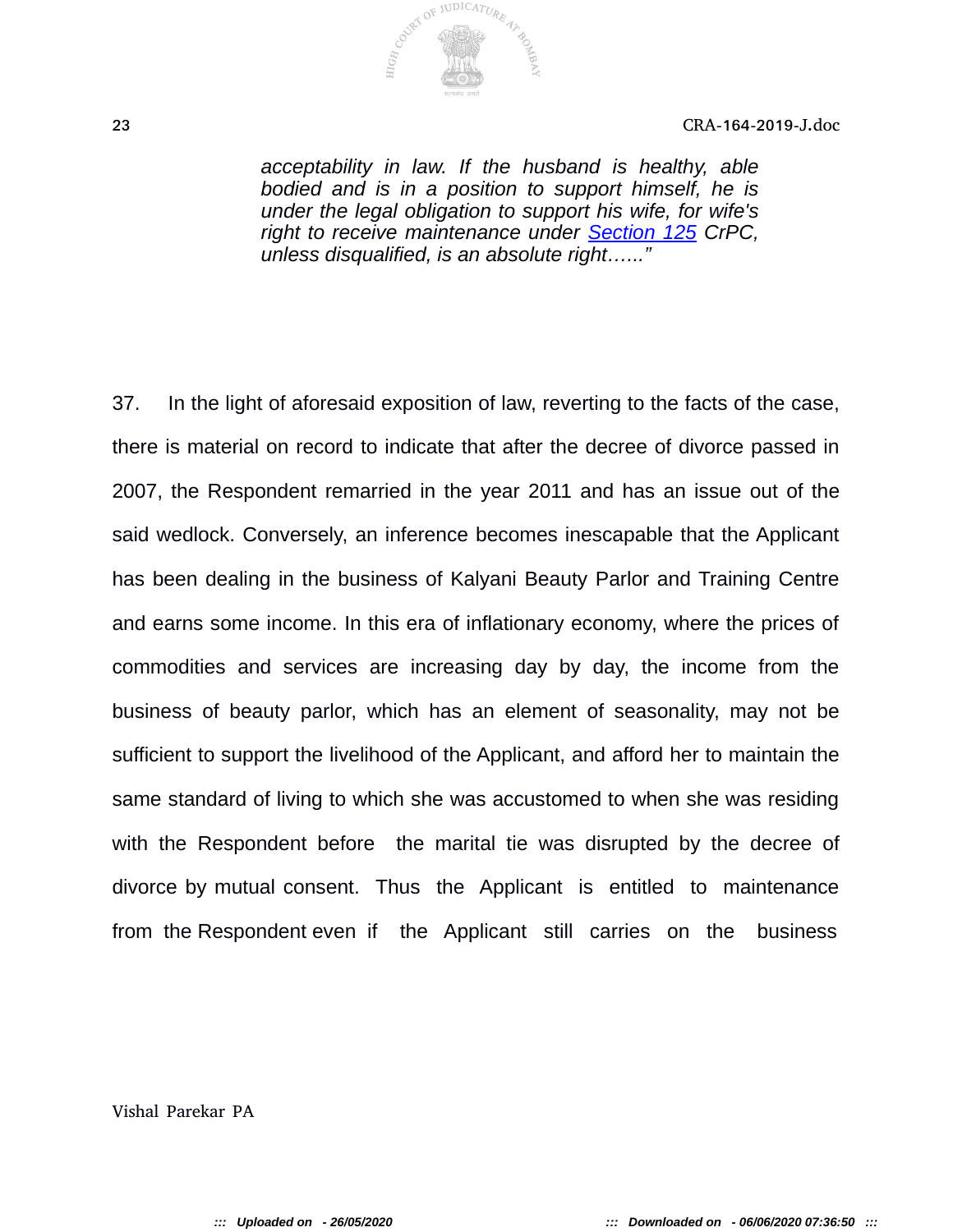*acceptability in law. If the husband is healthy, able bodied and is in a position to support himself, he is under the legal obligation to support his wife, for wife's right to receive maintenance under Section 125 CrPC, unless disqualified, is an absolute right…..."*

37. In the light of aforesaid exposition of law, reverting to the facts of the case, there is material on record to indicate that after the decree of divorce passed in 2007, the Respondent remarried in the year 2011 and has an issue out of the said wedlock. Conversely, an inference becomes inescapable that the Applicant has been dealing in the business of Kalyani Beauty Parlor and Training Centre and earns some income. In this era of inflationary economy, where the prices of commodities and services are increasing day by day, the income from the business of beauty parlor, which has an element of seasonality, may not be sufficient to support the livelihood of the Applicant, and afford her to maintain the same standard of living to which she was accustomed to when she was residing with the Respondent before the marital tie was disrupted by the decree of divorce by mutual consent. Thus the Applicant is entitled to maintenance from the Respondent even if the Applicant still carries on the business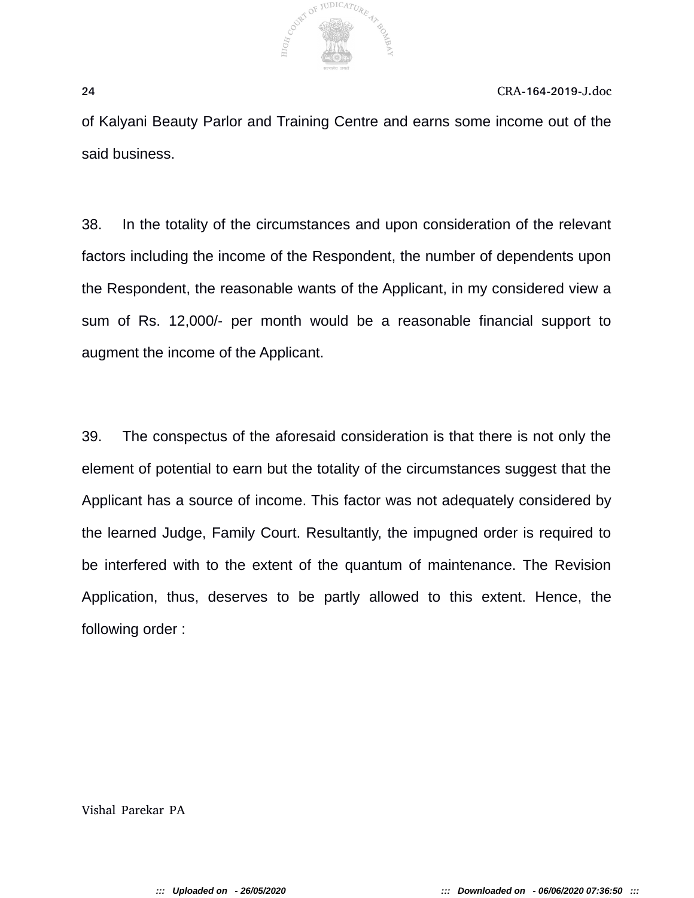of Kalyani Beauty Parlor and Training Centre and earns some income out of the said business.

38. In the totality of the circumstances and upon consideration of the relevant factors including the income of the Respondent, the number of dependents upon the Respondent, the reasonable wants of the Applicant, in my considered view a sum of Rs. 12,000/- per month would be a reasonable financial support to augment the income of the Applicant.

39. The conspectus of the aforesaid consideration is that there is not only the element of potential to earn but the totality of the circumstances suggest that the Applicant has a source of income. This factor was not adequately considered by the learned Judge, Family Court. Resultantly, the impugned order is required to be interfered with to the extent of the quantum of maintenance. The Revision Application, thus, deserves to be partly allowed to this extent. Hence, the following order :

Vishal Parekar PA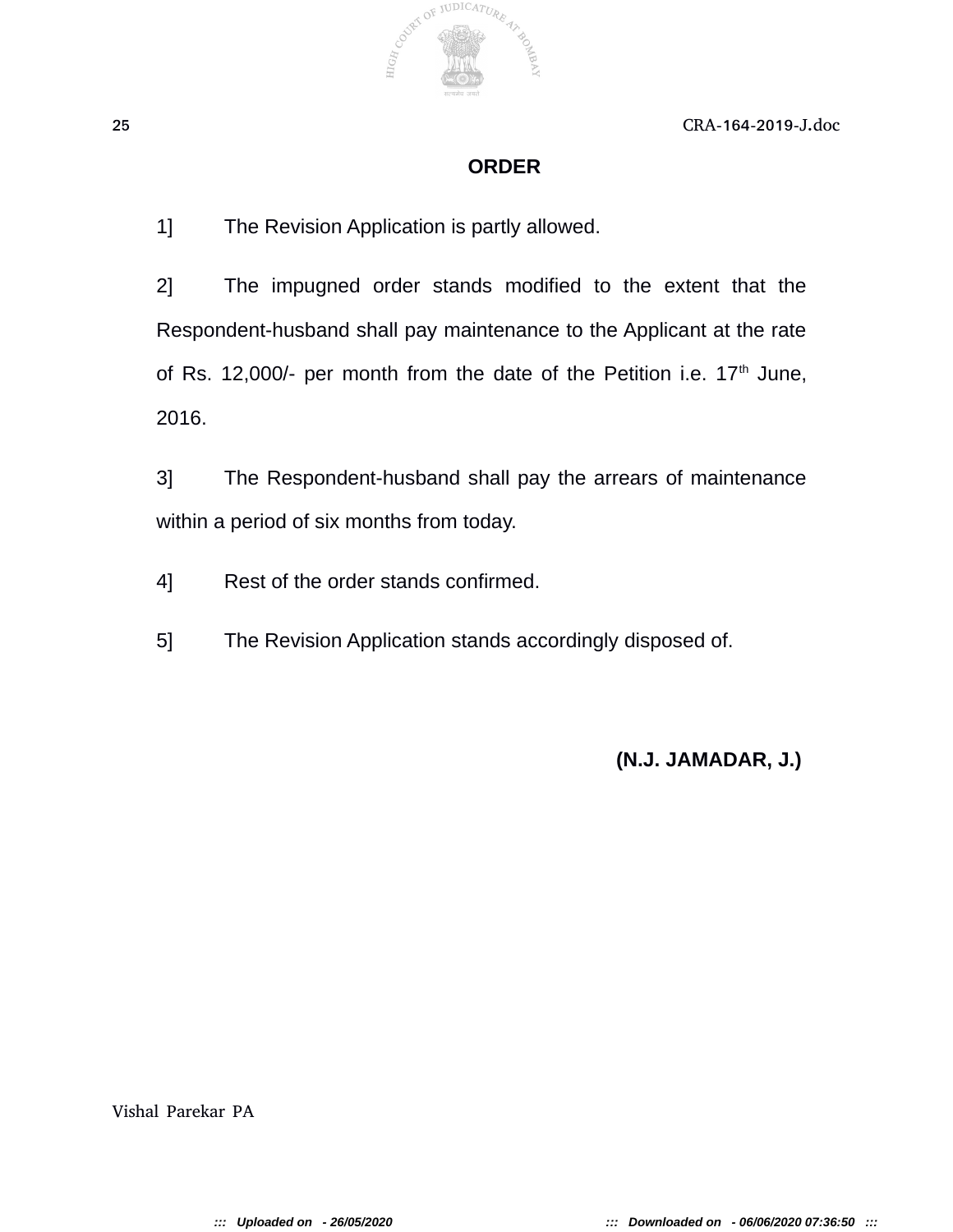# ORDER

1] The Revision Application is partly allowed.

2] The impugned order stands modified to the extent that the Respondent-husband shall pay maintenance to the Applicant at the rate of Rs. 12,000/- per month from the date of the Petition i.e. 17th June, 2016.

3] The Respondent-husband shall pay the arrears of maintenance within a period of six months from today.

4] Rest of the order stands confirmed.

5] The Revision Application stands accordingly disposed of.

**(N.J. JAMADAR, J.)**

Vishal Parekar PA